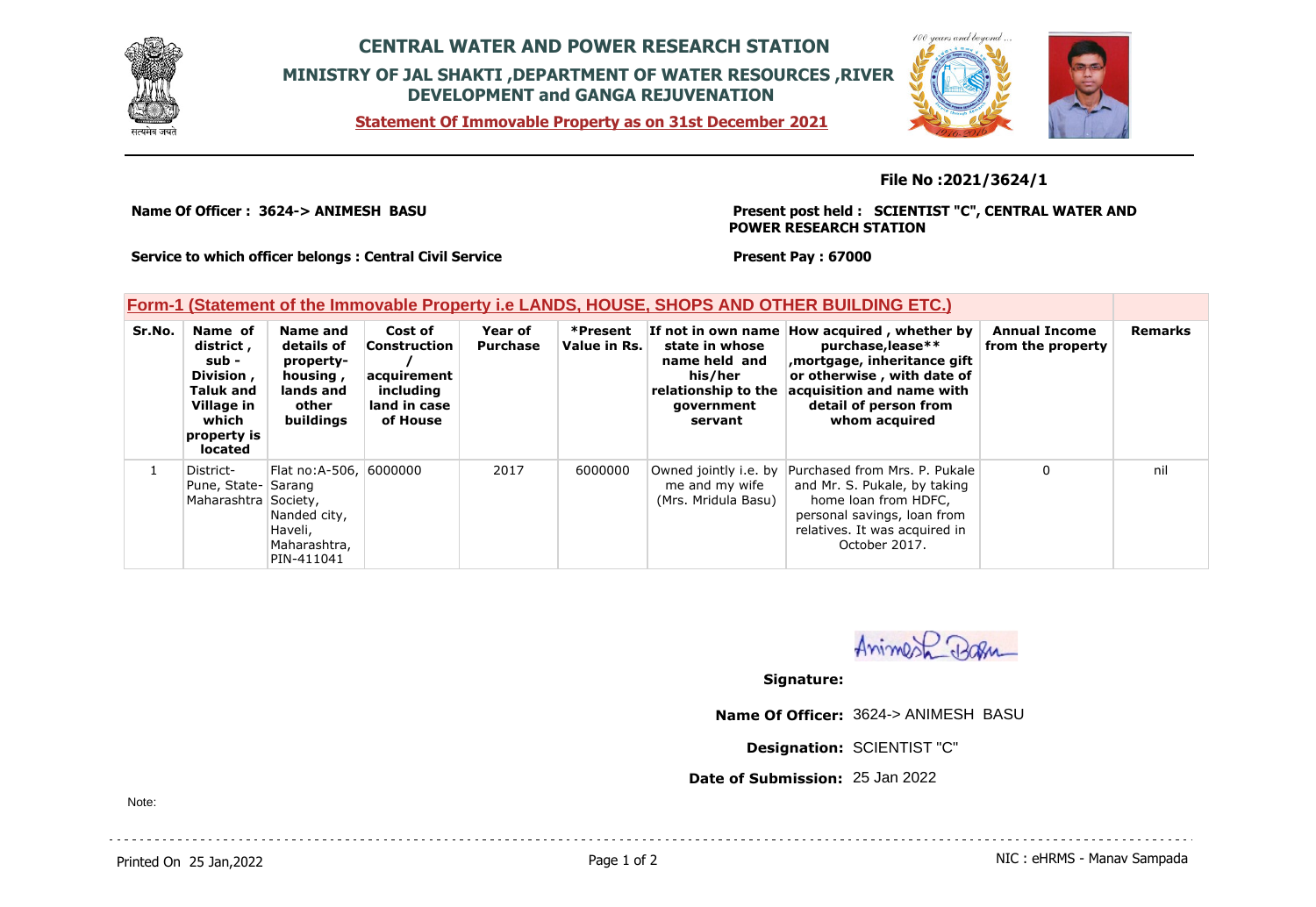# CENTRAL WATER AND POWER RESEARCH STATION

## MINISTRY OF JAL SHAKTI ,DEPARTMENT OF WATER RESOURCES ,RIVER DEVELOPMENT and GANGA REJUVENATION

**Statement Of Immovable Property as on 31st December 2021**

**File No :2021/3624/1**

**Name Of Officer : 3624-> ANIMESH BASU**

**Present post held : SCIENTIST "C", CENTRAL WATER AND POWER RESEARCH STATION**

**Service to which officer belongs : Central Civil Service**

**Present Pay : 67000**

### Form-1 (Statement of the Immovable Property i.e LANDS, HOUSE, SHOPS AND OTHER BUILDING ETC.)

| Sr.No. | Name of district , sub - Division , Taluk and Village in which property is located | Name and details of property- housing , lands and other buildings | Cost of Construction / acquirement including land in case of House | Year of Purchase | *Present Value in Rs. | If not in own name state in whose name held and his/her relationship to the government servant | How acquired , whether by purchase,lease** ,mortgage, inheritance gift or otherwise , with date of acquisition and name with detail of person from whom acquired | Annual Income from the property | Remarks |
|---|---|---|---|---|---|---|---|---|---|
| 1 | District- Pune, State- Maharashtra | Flat no:A-506, Sarang Society, Nanded city, Haveli, Maharashtra, PIN-411041 | 6000000 | 2017 | 6000000 | Owned jointly i.e. by me and my wife (Mrs. Mridula Basu) | Purchased from Mrs. P. Pukale and Mr. S. Pukale, by taking home loan from HDFC, personal savings, loan from relatives. It was acquired in October 2017. | 0 | nil |

**Signature:**

**Name Of Officer:** 3624-> ANIMESH BASU

**Designation:** SCIENTIST "C"

**Date of Submission:** 25 Jan 2022

Note:

Printed On 25 Jan,2022

NIC : eHRMS - Manav Sampada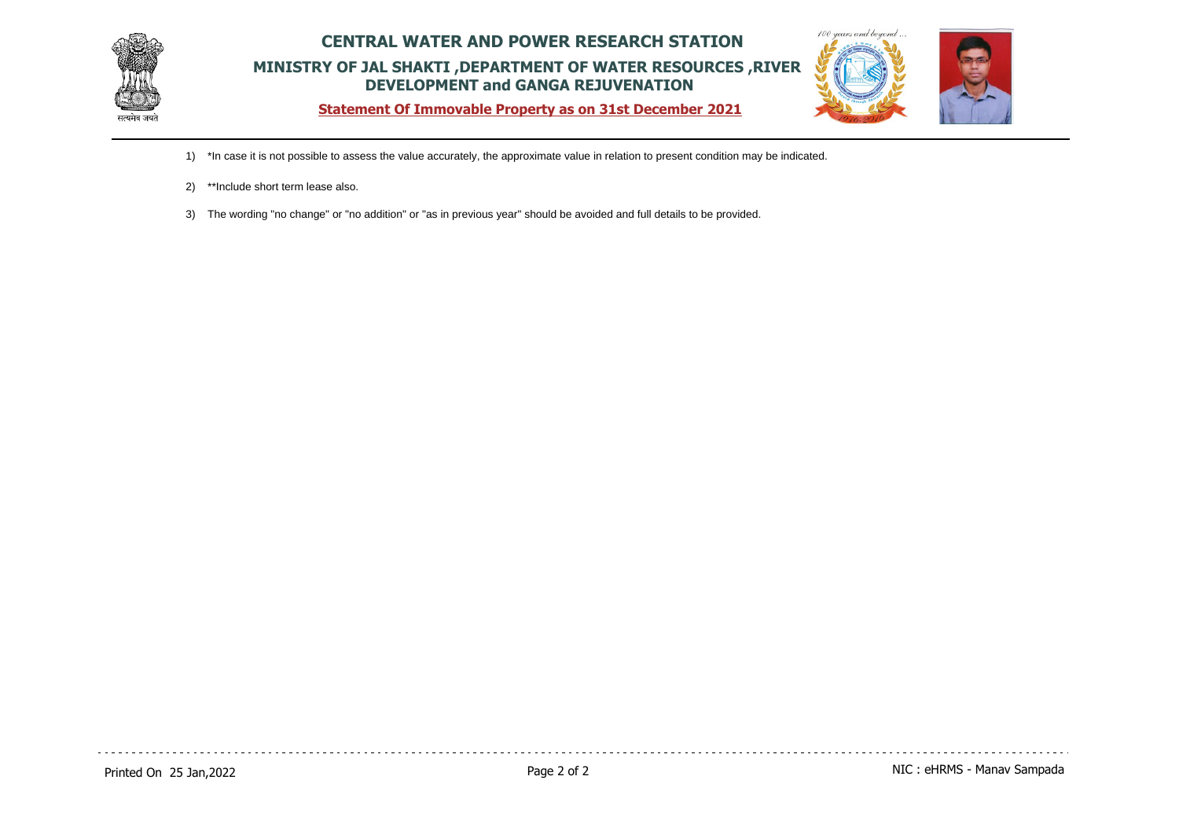# CENTRAL WATER AND POWER RESEARCH STATION

## MINISTRY OF JAL SHAKTI ,DEPARTMENT OF WATER RESOURCES ,RIVER DEVELOPMENT and GANGA REJUVENATION

**Statement Of Immovable Property as on 31st December 2021**

1) *In case it is not possible to assess the value accurately, the approximate value in relation to present condition may be indicated.
2) **Include short term lease also.
3) The wording "no change" or "no addition" or "as in previous year" should be avoided and full details to be provided.

Printed On 25 Jan,2022

NIC : eHRMS - Manav Sampada